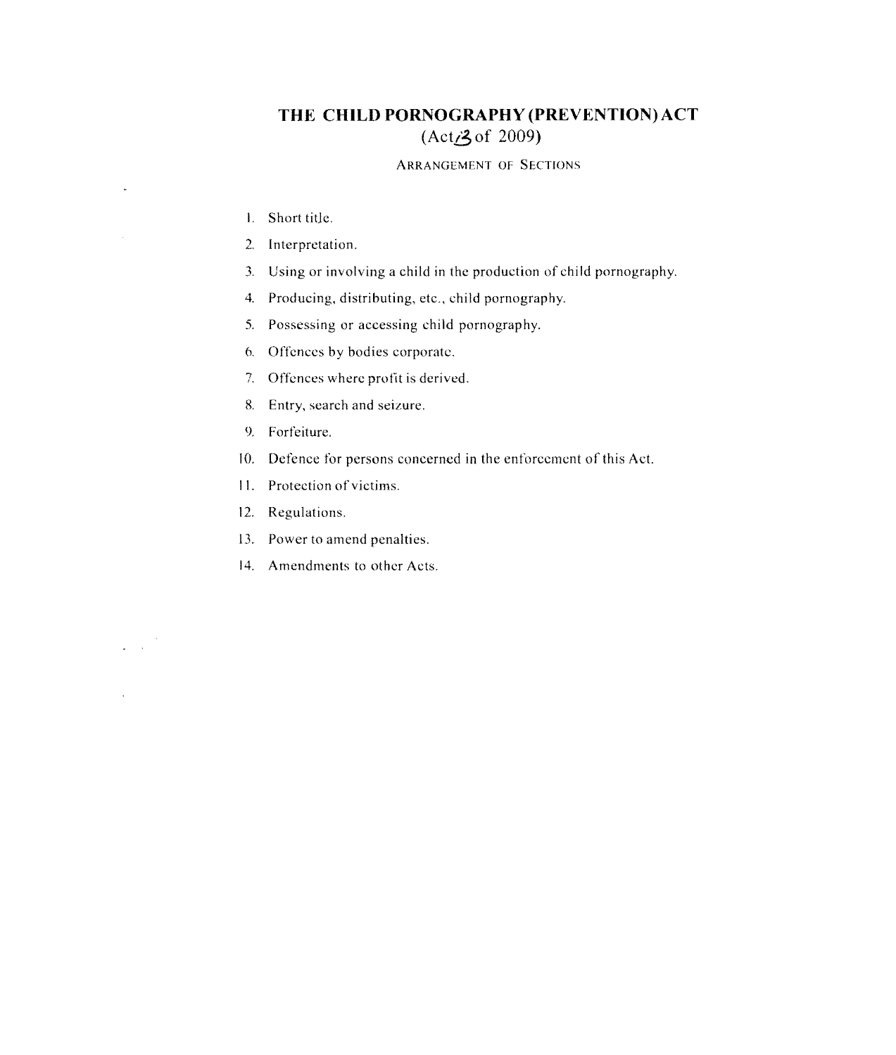# THE CHILD PORNOGRAPHY (PREVENTION) ACT

(Act 3 of 2009)

ARRANGEMENT OF SECTIONS

1. Short title.
2. Interpretation.
3. Using or involving a child in the production of child pornography.
4. Producing, distributing, etc., child pornography.
5. Possessing or accessing child pornography.
6. Offences by bodies corporate.
7. Offences where profit is derived.
8. Entry, search and seizure.
9. Forfeiture.
10. Defence for persons concerned in the enforcement of this Act.
11. Protection of victims.
12. Regulations.
13. Power to amend penalties.
14. Amendments to other Acts.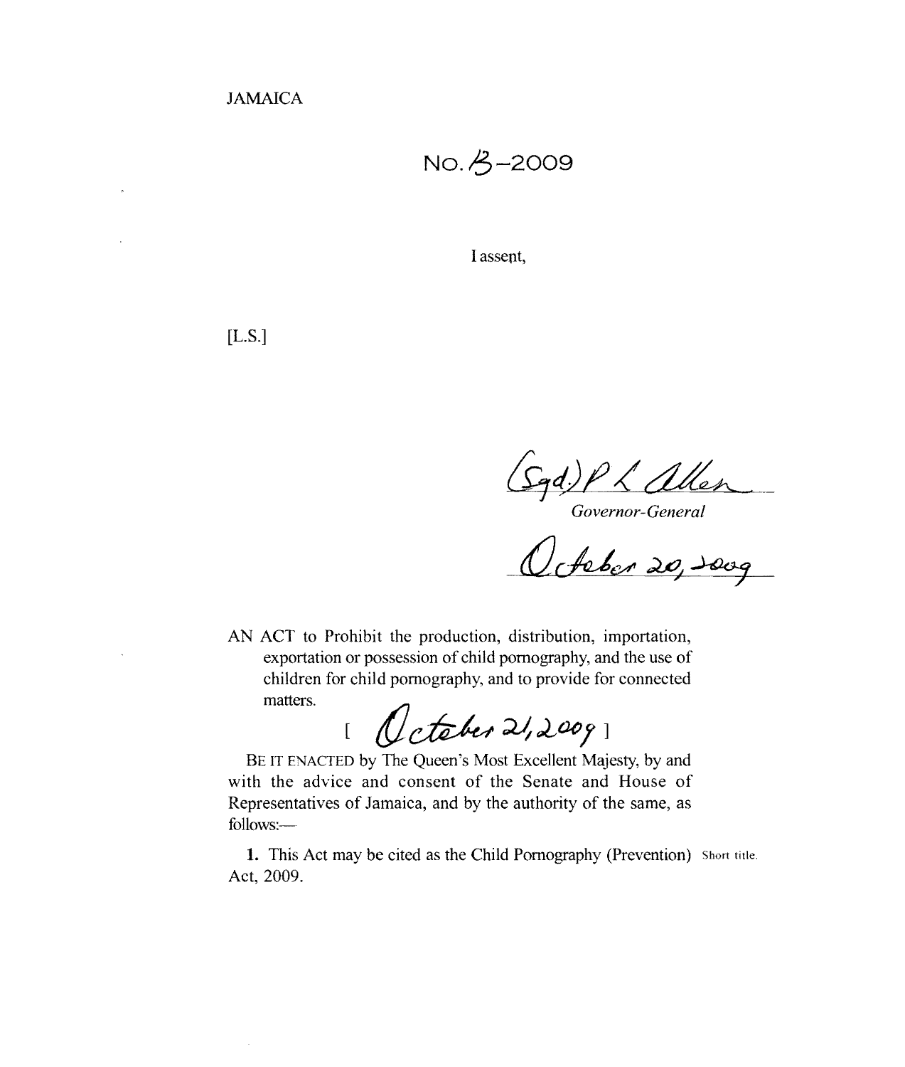JAMAICA

No. 13–2009

I assent,

[L.S.]

(Sgd.) P L Allen

*Governor-General*

October 20, 2009

AN ACT to Prohibit the production, distribution, importation, exportation or possession of child pornography, and the use of children for child pornography, and to provide for connected matters.

[ October 21, 2009 ]

BE IT ENACTED by The Queen's Most Excellent Majesty, by and with the advice and consent of the Senate and House of Representatives of Jamaica, and by the authority of the same, as follows:—

Short title.

**1.** This Act may be cited as the Child Pornography (Prevention) Act, 2009.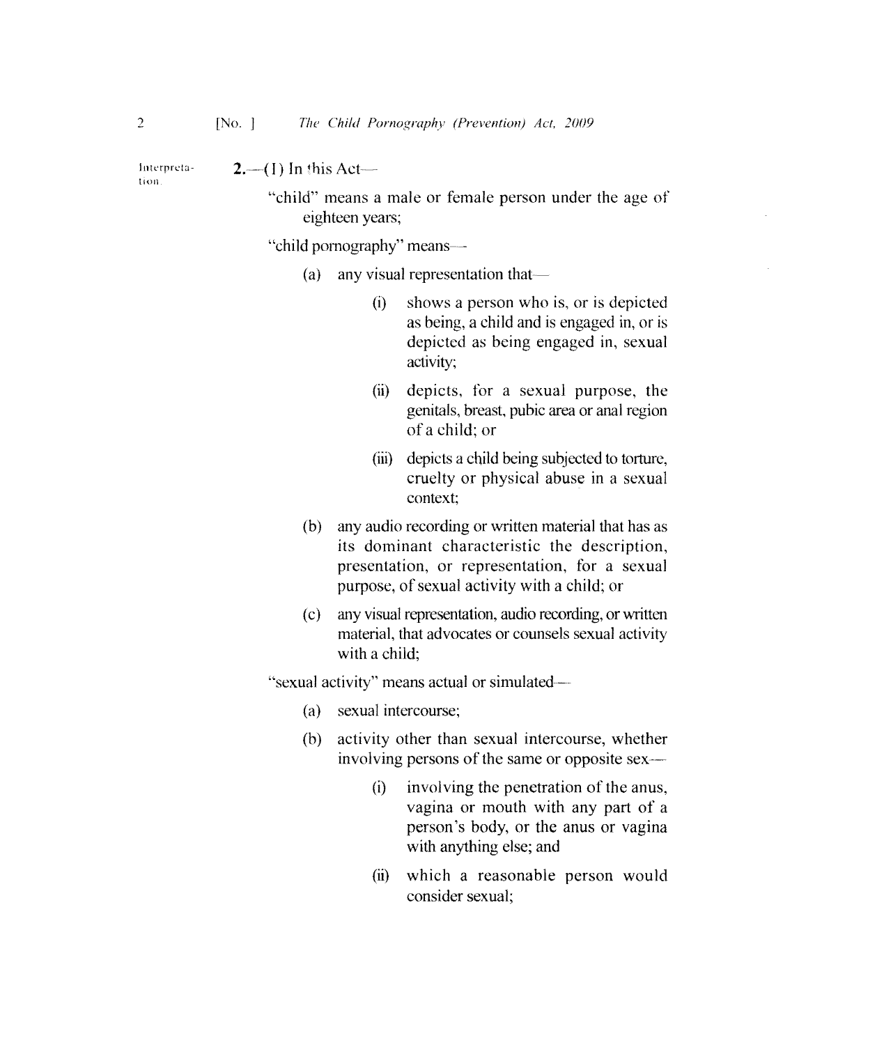Interpretation.

**2.**—(1) In this Act—

"child" means a male or female person under the age of eighteen years;

"child pornography" means—

- (a) any visual representation that—
  - (i) shows a person who is, or is depicted as being, a child and is engaged in, or is depicted as being engaged in, sexual activity;
  - (ii) depicts, for a sexual purpose, the genitals, breast, pubic area or anal region of a child; or
  - (iii) depicts a child being subjected to torture, cruelty or physical abuse in a sexual context;
- (b) any audio recording or written material that has as its dominant characteristic the description, presentation, or representation, for a sexual purpose, of sexual activity with a child; or
- (c) any visual representation, audio recording, or written material, that advocates or counsels sexual activity with a child;

"sexual activity" means actual or simulated—

- (a) sexual intercourse;
- (b) activity other than sexual intercourse, whether involving persons of the same or opposite sex—
  - (i) involving the penetration of the anus, vagina or mouth with any part of a person's body, or the anus or vagina with anything else; and
  - (ii) which a reasonable person would consider sexual;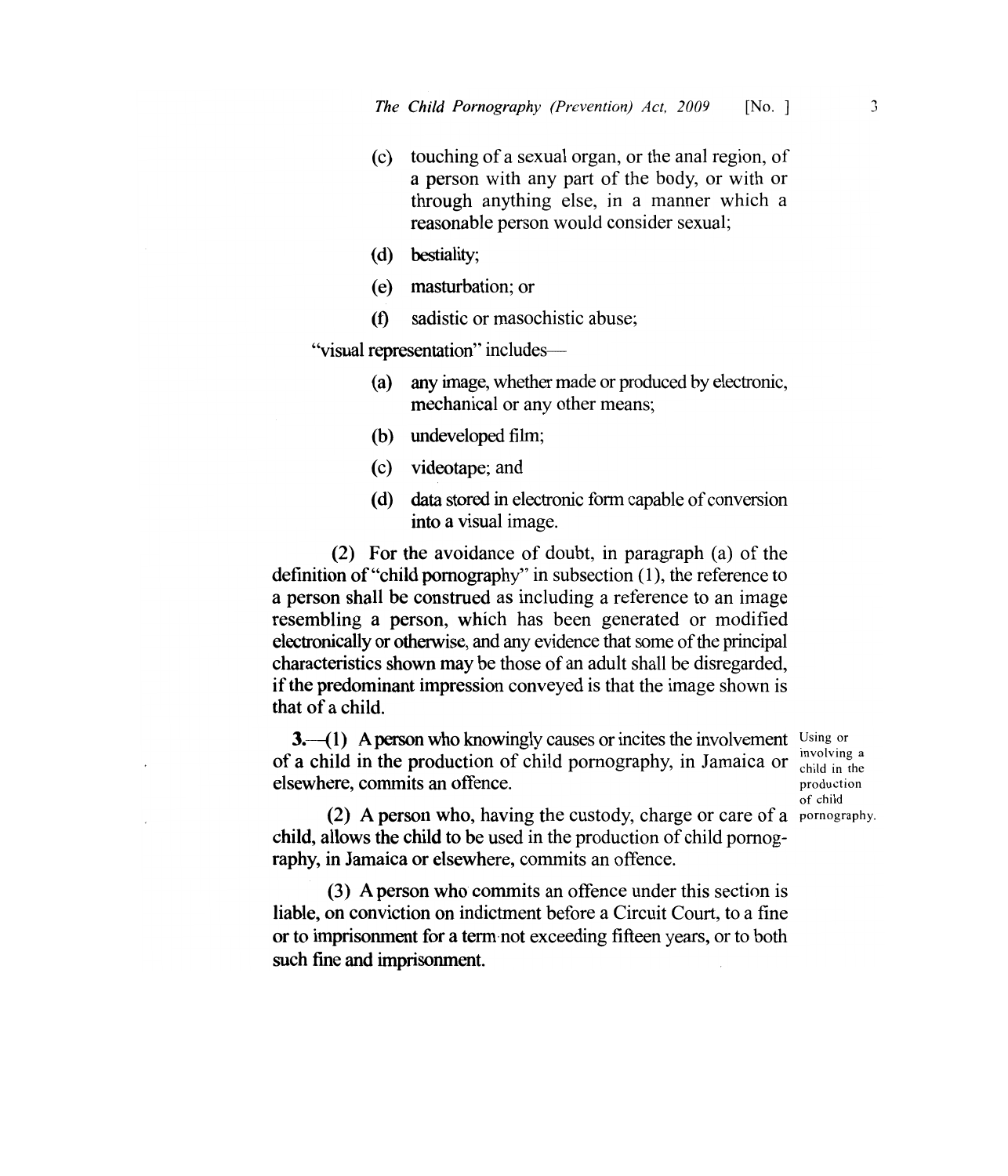(c) touching of a sexual organ, or the anal region, of a person with any part of the body, or with or through anything else, in a manner which a reasonable person would consider sexual;

(d) bestiality;

(e) masturbation; or

(f) sadistic or masochistic abuse;

"visual representation" includes—

(a) any image, whether made or produced by electronic, mechanical or any other means;

(b) undeveloped film;

(c) videotape; and

(d) data stored in electronic form capable of conversion into a visual image.

(2) For the avoidance of doubt, in paragraph (a) of the definition of "child pornography" in subsection (1), the reference to a person shall be construed as including a reference to an image resembling a person, which has been generated or modified electronically or otherwise, and any evidence that some of the principal characteristics shown may be those of an adult shall be disregarded, if the predominant impression conveyed is that the image shown is that of a child.

Using or involving a child in the production of child pornography.

**3.**—(1) A person who knowingly causes or incites the involvement of a child in the production of child pornography, in Jamaica or elsewhere, commits an offence.

(2) A person who, having the custody, charge or care of a child, allows the child to be used in the production of child pornography, in Jamaica or elsewhere, commits an offence.

(3) A person who commits an offence under this section is liable, on conviction on indictment before a Circuit Court, to a fine or to imprisonment for a term not exceeding fifteen years, or to both such fine and imprisonment.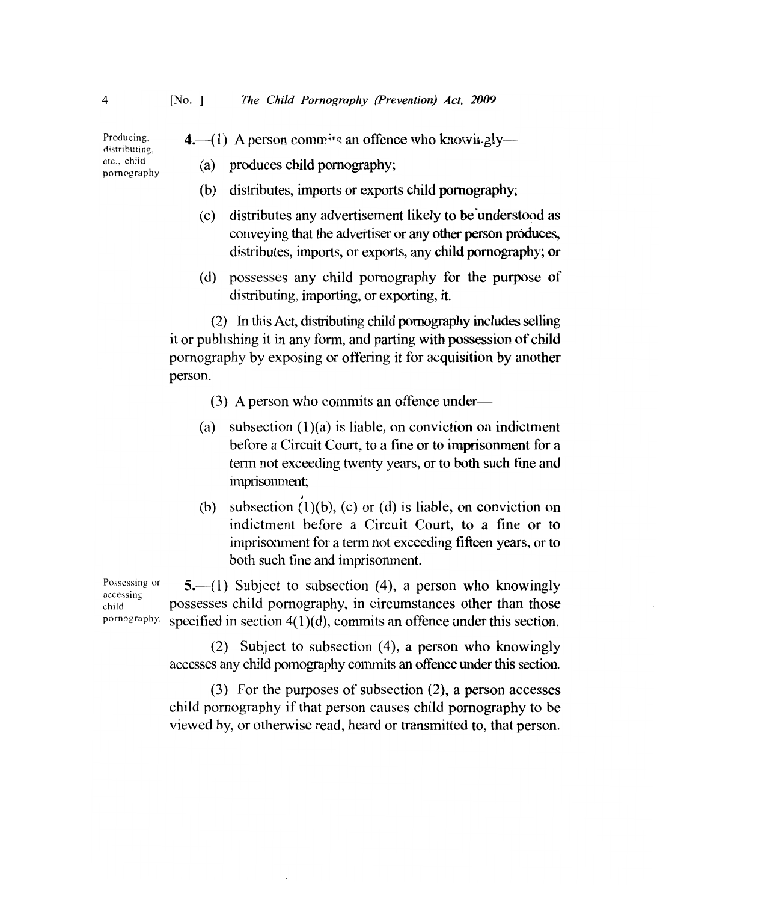Producing, distributing, etc., child pornography.

**4.**—(1) A person commits an offence who knowingly—

(a) produces child pornography;

(b) distributes, imports or exports child pornography;

(c) distributes any advertisement likely to be understood as conveying that the advertiser or any other person produces, distributes, imports, or exports, any child pornography; or

(d) possesses any child pornography for the purpose of distributing, importing, or exporting, it.

(2) In this Act, distributing child pornography includes selling it or publishing it in any form, and parting with possession of child pornography by exposing or offering it for acquisition by another person.

(3) A person who commits an offence under—

(a) subsection (1)(a) is liable, on conviction on indictment before a Circuit Court, to a fine or to imprisonment for a term not exceeding twenty years, or to both such fine and imprisonment;

(b) subsection (1)(b), (c) or (d) is liable, on conviction on indictment before a Circuit Court, to a fine or to imprisonment for a term not exceeding fifteen years, or to both such fine and imprisonment.

Possessing or accessing child pornography.

**5.**—(1) Subject to subsection (4), a person who knowingly possesses child pornography, in circumstances other than those specified in section 4(1)(d), commits an offence under this section.

(2) Subject to subsection (4), a person who knowingly accesses any child pornography commits an offence under this section.

(3) For the purposes of subsection (2), a person accesses child pornography if that person causes child pornography to be viewed by, or otherwise read, heard or transmitted to, that person.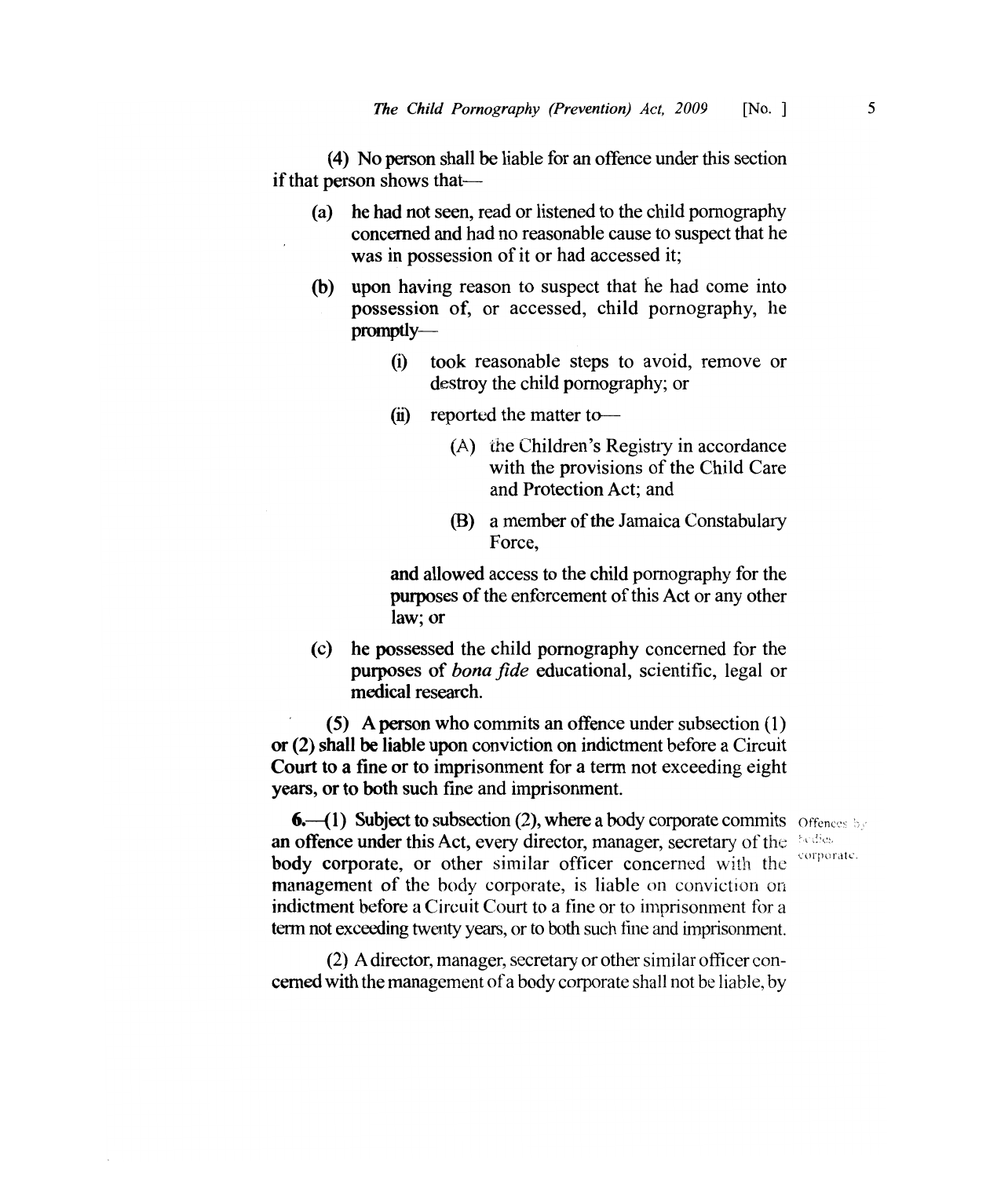(4) No person shall be liable for an offence under this section if that person shows that—

(a) he had not seen, read or listened to the child pornography concerned and had no reasonable cause to suspect that he was in possession of it or had accessed it;

(b) upon having reason to suspect that he had come into possession of, or accessed, child pornography, he promptly—

(i) took reasonable steps to avoid, remove or destroy the child pornography; or

(ii) reported the matter to—

(A) the Children's Registry in accordance with the provisions of the Child Care and Protection Act; and

(B) a member of the Jamaica Constabulary Force,

and allowed access to the child pornography for the purposes of the enforcement of this Act or any other law; or

(c) he possessed the child pornography concerned for the purposes of *bona fide* educational, scientific, legal or medical research.

(5) A person who commits an offence under subsection (1) or (2) shall be liable upon conviction on indictment before a Circuit Court to a fine or to imprisonment for a term not exceeding eight years, or to both such fine and imprisonment.

Offences by bodies corporate.

**6.**—(1) Subject to subsection (2), where a body corporate commits an offence under this Act, every director, manager, secretary of the body corporate, or other similar officer concerned with the management of the body corporate, is liable on conviction on indictment before a Circuit Court to a fine or to imprisonment for a term not exceeding twenty years, or to both such fine and imprisonment.

(2) A director, manager, secretary or other similar officer concerned with the management of a body corporate shall not be liable, by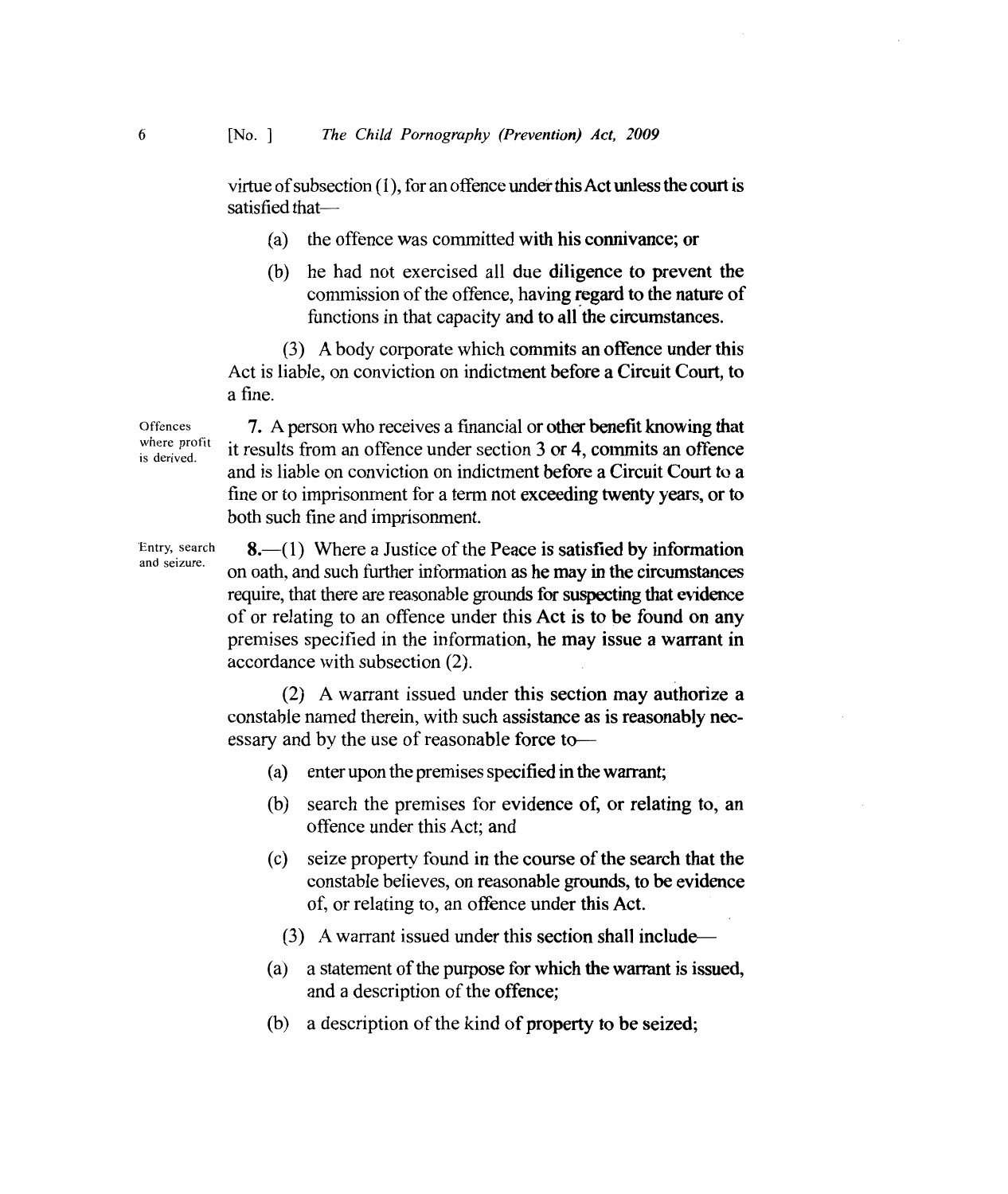virtue of subsection (1), for an offence under this Act unless the court is satisfied that—

(a) the offence was committed with his connivance; or

(b) he had not exercised all due diligence to prevent the commission of the offence, having regard to the nature of functions in that capacity and to all the circumstances.

(3) A body corporate which commits an offence under this Act is liable, on conviction on indictment before a Circuit Court, to a fine.

*Offences where profit is derived.*

**7.** A person who receives a financial or other benefit knowing that it results from an offence under section 3 or 4, commits an offence and is liable on conviction on indictment before a Circuit Court to a fine or to imprisonment for a term not exceeding twenty years, or to both such fine and imprisonment.

*Entry, search and seizure.*

**8.**—(1) Where a Justice of the Peace is satisfied by information on oath, and such further information as he may in the circumstances require, that there are reasonable grounds for suspecting that evidence of or relating to an offence under this Act is to be found on any premises specified in the information, he may issue a warrant in accordance with subsection (2).

(2) A warrant issued under this section may authorize a constable named therein, with such assistance as is reasonably necessary and by the use of reasonable force to—

(a) enter upon the premises specified in the warrant;

(b) search the premises for evidence of, or relating to, an offence under this Act; and

(c) seize property found in the course of the search that the constable believes, on reasonable grounds, to be evidence of, or relating to, an offence under this Act.

(3) A warrant issued under this section shall include—

(a) a statement of the purpose for which the warrant is issued, and a description of the offence;

(b) a description of the kind of property to be seized;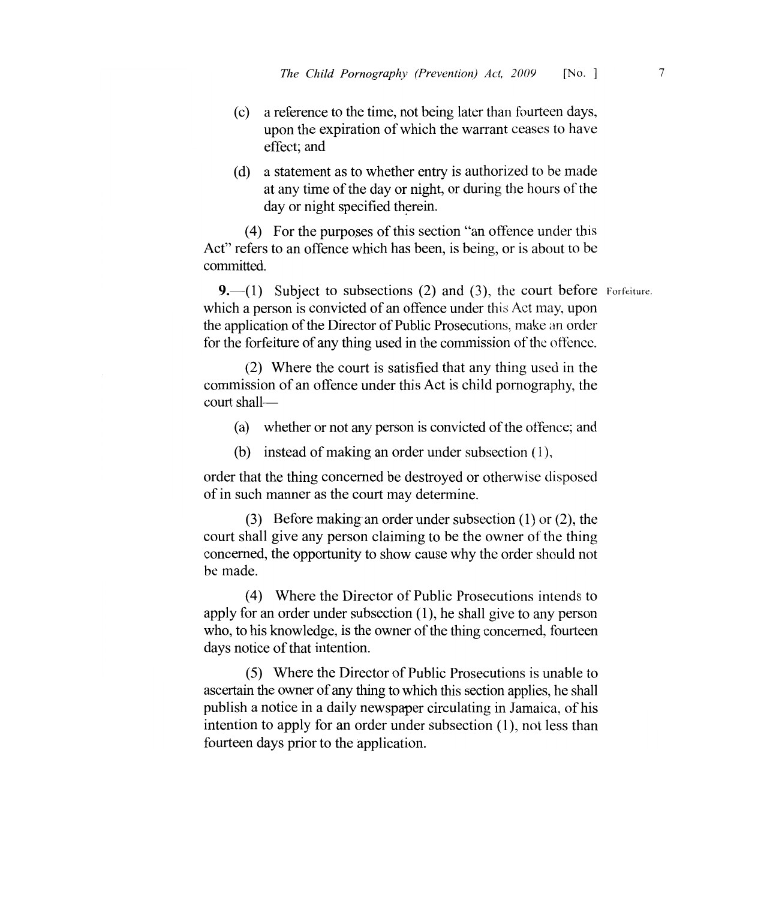(c) a reference to the time, not being later than fourteen days, upon the expiration of which the warrant ceases to have effect; and

(d) a statement as to whether entry is authorized to be made at any time of the day or night, or during the hours of the day or night specified therein.

(4) For the purposes of this section "an offence under this Act" refers to an offence which has been, is being, or is about to be committed.

Forfeiture.

**9.**—(1) Subject to subsections (2) and (3), the court before which a person is convicted of an offence under this Act may, upon the application of the Director of Public Prosecutions, make an order for the forfeiture of any thing used in the commission of the offence.

(2) Where the court is satisfied that any thing used in the commission of an offence under this Act is child pornography, the court shall—

(a) whether or not any person is convicted of the offence; and

(b) instead of making an order under subsection (1),

order that the thing concerned be destroyed or otherwise disposed of in such manner as the court may determine.

(3) Before making an order under subsection (1) or (2), the court shall give any person claiming to be the owner of the thing concerned, the opportunity to show cause why the order should not be made.

(4) Where the Director of Public Prosecutions intends to apply for an order under subsection (1), he shall give to any person who, to his knowledge, is the owner of the thing concerned, fourteen days notice of that intention.

(5) Where the Director of Public Prosecutions is unable to ascertain the owner of any thing to which this section applies, he shall publish a notice in a daily newspaper circulating in Jamaica, of his intention to apply for an order under subsection (1), not less than fourteen days prior to the application.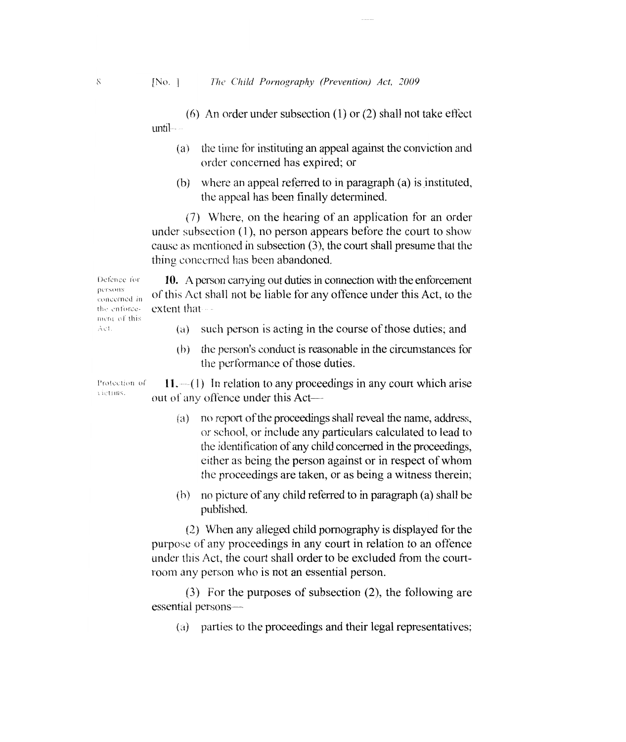(6) An order under subsection (1) or (2) shall not take effect until—

(a) the time for instituting an appeal against the conviction and order concerned has expired; or

(b) where an appeal referred to in paragraph (a) is instituted, the appeal has been finally determined.

(7) Where, on the hearing of an application for an order under subsection (1), no person appears before the court to show cause as mentioned in subsection (3), the court shall presume that the thing concerned has been abandoned.

*Defence for persons concerned in the enforcement of this Act.*

**10.** A person carrying out duties in connection with the enforcement of this Act shall not be liable for any offence under this Act, to the extent that—

(a) such person is acting in the course of those duties; and

(b) the person's conduct is reasonable in the circumstances for the performance of those duties.

*Protection of victims.*

**11.**—(1) In relation to any proceedings in any court which arise out of any offence under this Act—

(a) no report of the proceedings shall reveal the name, address, or school, or include any particulars calculated to lead to the identification of any child concerned in the proceedings, either as being the person against or in respect of whom the proceedings are taken, or as being a witness therein;

(b) no picture of any child referred to in paragraph (a) shall be published.

(2) When any alleged child pornography is displayed for the purpose of any proceedings in any court in relation to an offence under this Act, the court shall order to be excluded from the court-room any person who is not an essential person.

(3) For the purposes of subsection (2), the following are essential persons—

(a) parties to the proceedings and their legal representatives;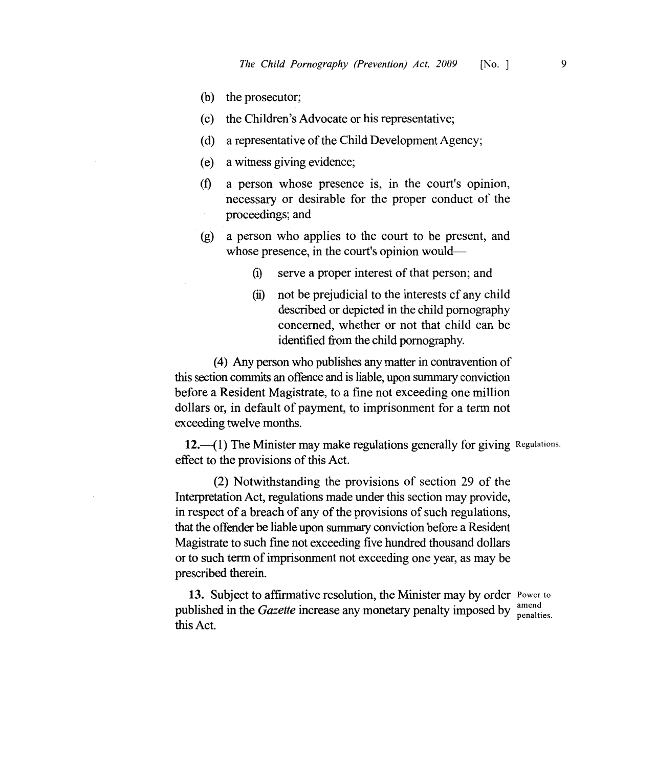(b) the prosecutor;

(c) the Children's Advocate or his representative;

(d) a representative of the Child Development Agency;

(e) a witness giving evidence;

(f) a person whose presence is, in the court's opinion, necessary or desirable for the proper conduct of the proceedings; and

(g) a person who applies to the court to be present, and whose presence, in the court's opinion would—

(i) serve a proper interest of that person; and

(ii) not be prejudicial to the interests cf any child described or depicted in the child pornography concerned, whether or not that child can be identified from the child pornography.

(4) Any person who publishes any matter in contravention of this section commits an offence and is liable, upon summary conviction before a Resident Magistrate, to a fine not exceeding one million dollars or, in default of payment, to imprisonment for a term not exceeding twelve months.

**12.**—(1) The Minister may make regulations generally for giving effect to the provisions of this Act. *Regulations.*

(2) Notwithstanding the provisions of section 29 of the Interpretation Act, regulations made under this section may provide, in respect of a breach of any of the provisions of such regulations, that the offender be liable upon summary conviction before a Resident Magistrate to such fine not exceeding five hundred thousand dollars or to such term of imprisonment not exceeding one year, as may be prescribed therein.

**13.** Subject to affirmative resolution, the Minister may by order published in the *Gazette* increase any monetary penalty imposed by this Act. *Power to amend penalties.*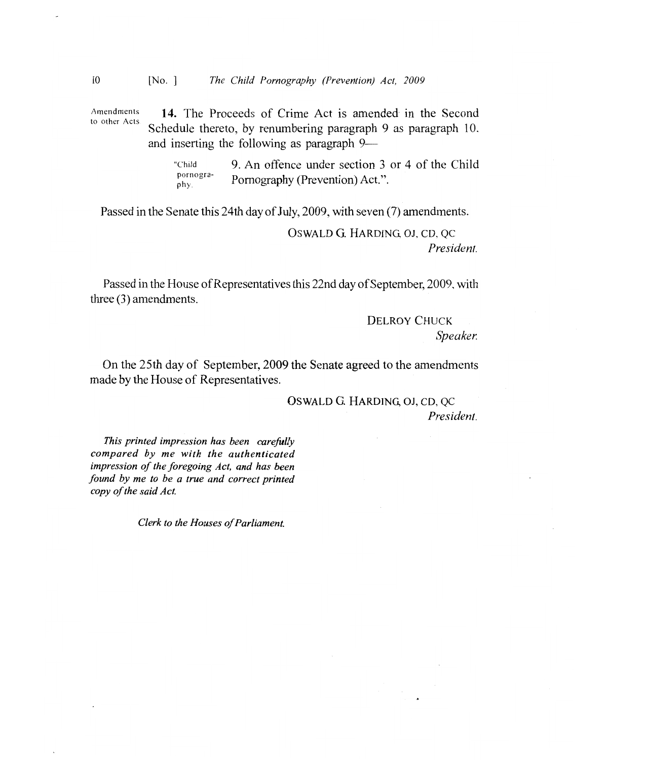Amendments to other Acts

**14.** The Proceeds of Crime Act is amended in the Second Schedule thereto, by renumbering paragraph 9 as paragraph 10, and inserting the following as paragraph 9—

"Child pornography.

9. An offence under section 3 or 4 of the Child Pornography (Prevention) Act.".

Passed in the Senate this 24th day of July, 2009, with seven (7) amendments.

OSWALD G. HARDING, OJ, CD, QC
*President.*

Passed in the House of Representatives this 22nd day of September, 2009, with three (3) amendments.

DELROY CHUCK
*Speaker.*

On the 25th day of September, 2009 the Senate agreed to the amendments made by the House of Representatives.

OSWALD G. HARDING, OJ, CD, QC
*President.*

*This printed impression has been carefully compared by me with the authenticated impression of the foregoing Act, and has been found by me to be a true and correct printed copy of the said Act.*

*Clerk to the Houses of Parliament.*